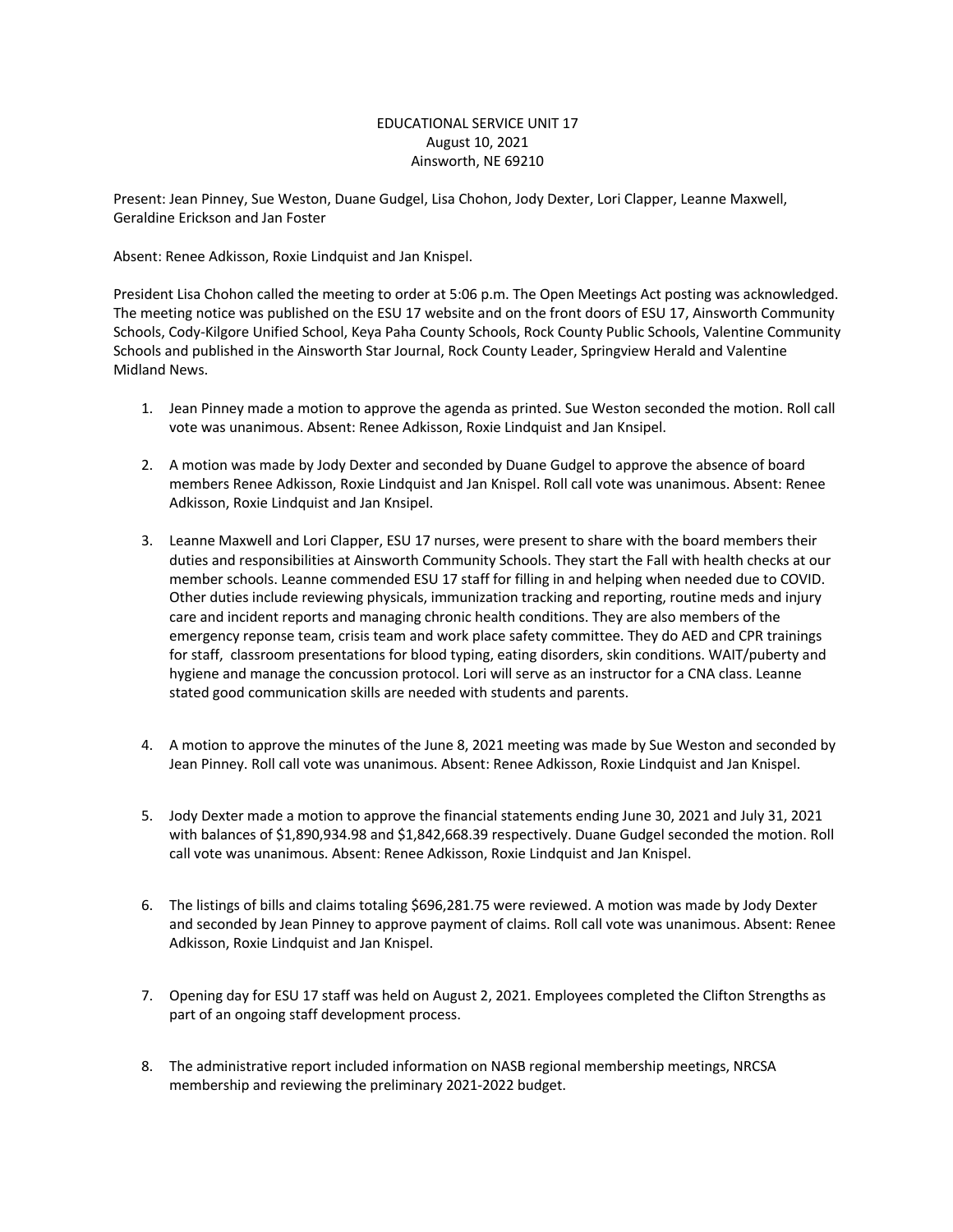EDUCATIONAL SERVICE UNIT 17
August 10, 2021
Ainsworth, NE 69210

Present: Jean Pinney, Sue Weston, Duane Gudgel, Lisa Chohon, Jody Dexter, Lori Clapper, Leanne Maxwell, Geraldine Erickson and Jan Foster

Absent: Renee Adkisson, Roxie Lindquist and Jan Knispel.

President Lisa Chohon called the meeting to order at 5:06 p.m. The Open Meetings Act posting was acknowledged. The meeting notice was published on the ESU 17 website and on the front doors of ESU 17, Ainsworth Community Schools, Cody-Kilgore Unified School, Keya Paha County Schools, Rock County Public Schools, Valentine Community Schools and published in the Ainsworth Star Journal, Rock County Leader, Springview Herald and Valentine Midland News.

1. Jean Pinney made a motion to approve the agenda as printed. Sue Weston seconded the motion. Roll call vote was unanimous. Absent: Renee Adkisson, Roxie Lindquist and Jan Knsipel.

2. A motion was made by Jody Dexter and seconded by Duane Gudgel to approve the absence of board members Renee Adkisson, Roxie Lindquist and Jan Knispel. Roll call vote was unanimous. Absent: Renee Adkisson, Roxie Lindquist and Jan Knsipel.

3. Leanne Maxwell and Lori Clapper, ESU 17 nurses, were present to share with the board members their duties and responsibilities at Ainsworth Community Schools. They start the Fall with health checks at our member schools. Leanne commended ESU 17 staff for filling in and helping when needed due to COVID. Other duties include reviewing physicals, immunization tracking and reporting, routine meds and injury care and incident reports and managing chronic health conditions. They are also members of the emergency reponse team, crisis team and work place safety committee. They do AED and CPR trainings for staff, classroom presentations for blood typing, eating disorders, skin conditions. WAIT/puberty and hygiene and manage the concussion protocol. Lori will serve as an instructor for a CNA class. Leanne stated good communication skills are needed with students and parents.

4. A motion to approve the minutes of the June 8, 2021 meeting was made by Sue Weston and seconded by Jean Pinney. Roll call vote was unanimous. Absent: Renee Adkisson, Roxie Lindquist and Jan Knispel.

5. Jody Dexter made a motion to approve the financial statements ending June 30, 2021 and July 31, 2021 with balances of $1,890,934.98 and $1,842,668.39 respectively. Duane Gudgel seconded the motion. Roll call vote was unanimous. Absent: Renee Adkisson, Roxie Lindquist and Jan Knispel.

6. The listings of bills and claims totaling $696,281.75 were reviewed. A motion was made by Jody Dexter and seconded by Jean Pinney to approve payment of claims. Roll call vote was unanimous. Absent: Renee Adkisson, Roxie Lindquist and Jan Knispel.

7. Opening day for ESU 17 staff was held on August 2, 2021. Employees completed the Clifton Strengths as part of an ongoing staff development process.

8. The administrative report included information on NASB regional membership meetings, NRCSA membership and reviewing the preliminary 2021-2022 budget.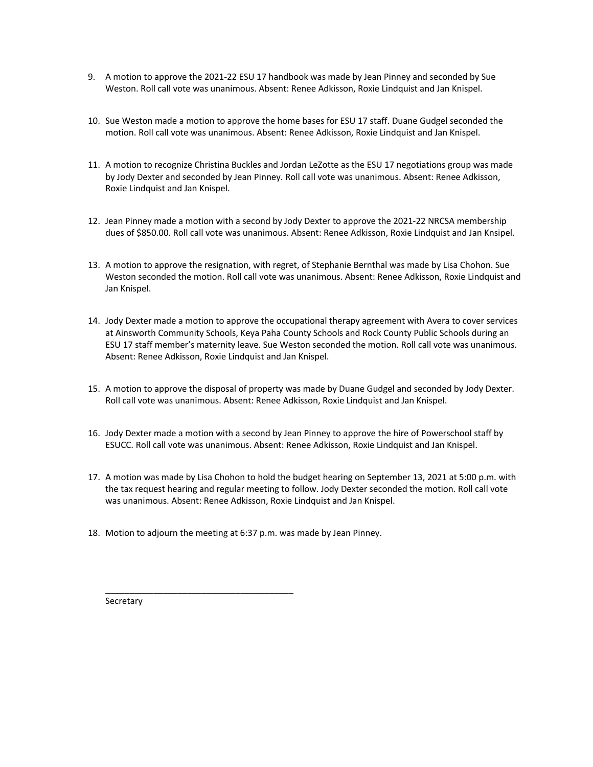9. A motion to approve the 2021-22 ESU 17 handbook was made by Jean Pinney and seconded by Sue Weston. Roll call vote was unanimous. Absent: Renee Adkisson, Roxie Lindquist and Jan Knispel.

10. Sue Weston made a motion to approve the home bases for ESU 17 staff. Duane Gudgel seconded the motion. Roll call vote was unanimous. Absent: Renee Adkisson, Roxie Lindquist and Jan Knispel.

11. A motion to recognize Christina Buckles and Jordan LeZotte as the ESU 17 negotiations group was made by Jody Dexter and seconded by Jean Pinney. Roll call vote was unanimous. Absent: Renee Adkisson, Roxie Lindquist and Jan Knispel.

12. Jean Pinney made a motion with a second by Jody Dexter to approve the 2021-22 NRCSA membership dues of $850.00. Roll call vote was unanimous. Absent: Renee Adkisson, Roxie Lindquist and Jan Knsipel.

13. A motion to approve the resignation, with regret, of Stephanie Bernthal was made by Lisa Chohon. Sue Weston seconded the motion. Roll call vote was unanimous. Absent: Renee Adkisson, Roxie Lindquist and Jan Knispel.

14. Jody Dexter made a motion to approve the occupational therapy agreement with Avera to cover services at Ainsworth Community Schools, Keya Paha County Schools and Rock County Public Schools during an ESU 17 staff member's maternity leave. Sue Weston seconded the motion. Roll call vote was unanimous. Absent: Renee Adkisson, Roxie Lindquist and Jan Knispel.

15. A motion to approve the disposal of property was made by Duane Gudgel and seconded by Jody Dexter. Roll call vote was unanimous. Absent: Renee Adkisson, Roxie Lindquist and Jan Knispel.

16. Jody Dexter made a motion with a second by Jean Pinney to approve the hire of Powerschool staff by ESUCC. Roll call vote was unanimous. Absent: Renee Adkisson, Roxie Lindquist and Jan Knispel.

17. A motion was made by Lisa Chohon to hold the budget hearing on September 13, 2021 at 5:00 p.m. with the tax request hearing and regular meeting to follow. Jody Dexter seconded the motion. Roll call vote was unanimous. Absent: Renee Adkisson, Roxie Lindquist and Jan Knispel.

18. Motion to adjourn the meeting at 6:37 p.m. was made by Jean Pinney.

\_\_\_\_\_\_\_\_\_\_\_\_\_\_\_\_\_\_\_\_\_\_\_\_\_\_\_\_\_\_\_\_\_\_\_\_\_\_\_\_

Secretary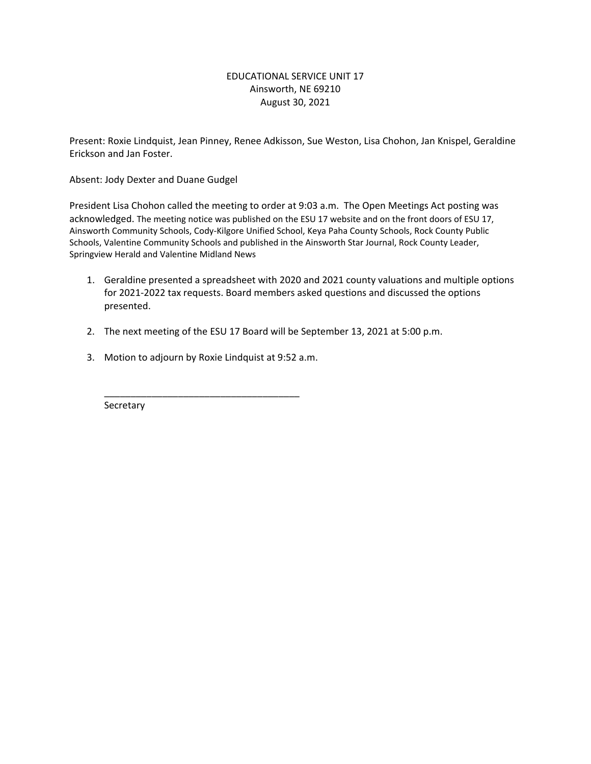EDUCATIONAL SERVICE UNIT 17
Ainsworth, NE 69210
August 30, 2021

Present: Roxie Lindquist, Jean Pinney, Renee Adkisson, Sue Weston, Lisa Chohon, Jan Knispel, Geraldine Erickson and Jan Foster.

Absent: Jody Dexter and Duane Gudgel

President Lisa Chohon called the meeting to order at 9:03 a.m. The Open Meetings Act posting was acknowledged. The meeting notice was published on the ESU 17 website and on the front doors of ESU 17, Ainsworth Community Schools, Cody-Kilgore Unified School, Keya Paha County Schools, Rock County Public Schools, Valentine Community Schools and published in the Ainsworth Star Journal, Rock County Leader, Springview Herald and Valentine Midland News

1. Geraldine presented a spreadsheet with 2020 and 2021 county valuations and multiple options for 2021-2022 tax requests. Board members asked questions and discussed the options presented.

2. The next meeting of the ESU 17 Board will be September 13, 2021 at 5:00 p.m.

3. Motion to adjourn by Roxie Lindquist at 9:52 a.m.

____________________________________
Secretary